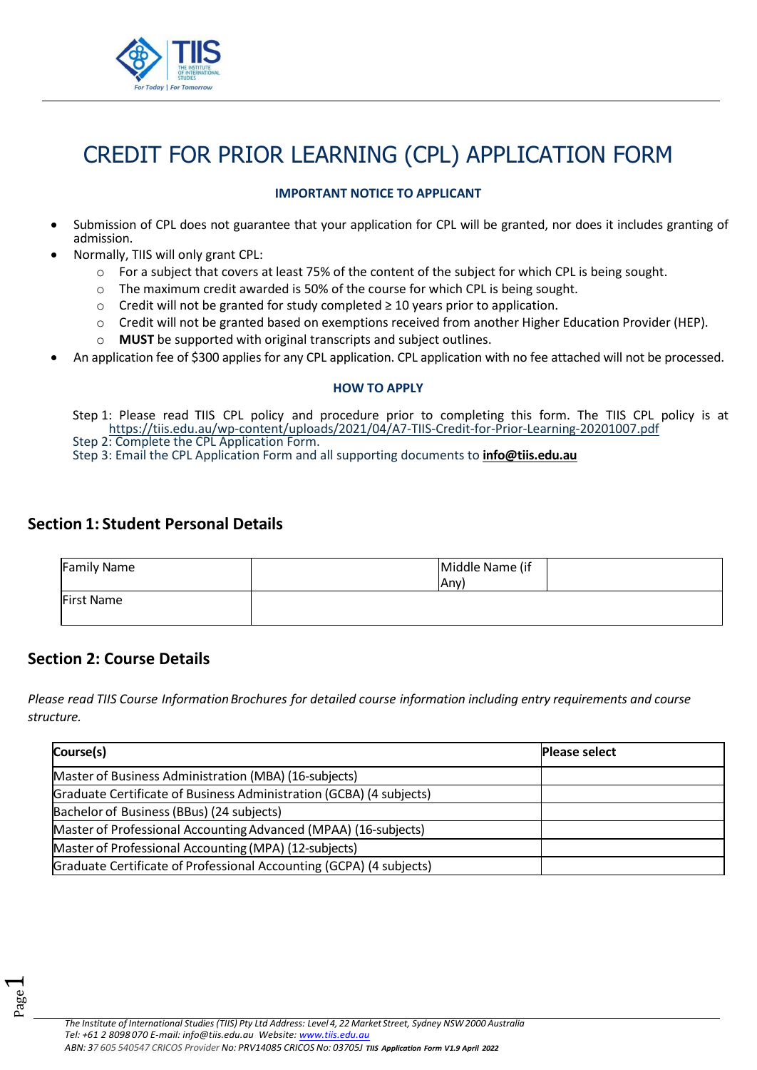# CREDIT FOR PRIOR LEARNING (CPL) APPLICATION FORM

**IMPORTANT NOTICE TO APPLICANT**

- Submission of CPL does not guarantee that your application for CPL will be granted, nor does it includes granting of admission.
- Normally, TIIS will only grant CPL:
  - For a subject that covers at least 75% of the content of the subject for which CPL is being sought.
  - The maximum credit awarded is 50% of the course for which CPL is being sought.
  - Credit will not be granted for study completed ≥ 10 years prior to application.
  - Credit will not be granted based on exemptions received from another Higher Education Provider (HEP).
  - **MUST** be supported with original transcripts and subject outlines.
- An application fee of $300 applies for any CPL application. CPL application with no fee attached will not be processed.

**HOW TO APPLY**

Step 1: Please read TIIS CPL policy and procedure prior to completing this form. The TIIS CPL policy is at https://tiis.edu.au/wp-content/uploads/2021/04/A7-TIIS-Credit-for-Prior-Learning-20201007.pdf
Step 2: Complete the CPL Application Form.
Step 3: Email the CPL Application Form and all supporting documents to **info@tiis.edu.au**

## Section 1: Student Personal Details

| Family Name | | Middle Name (if Any) | |
|---|---|---|---|
| First Name | | | |

## Section 2: Course Details

*Please read TIIS Course Information Brochures for detailed course information including entry requirements and course structure.*

| Course(s) | Please select |
|---|---|
| Master of Business Administration (MBA) (16-subjects) | |
| Graduate Certificate of Business Administration (GCBA) (4 subjects) | |
| Bachelor of Business (BBus) (24 subjects) | |
| Master of Professional Accounting Advanced (MPAA) (16-subjects) | |
| Master of Professional Accounting (MPA) (12-subjects) | |
| Graduate Certificate of Professional Accounting (GCPA) (4 subjects) | |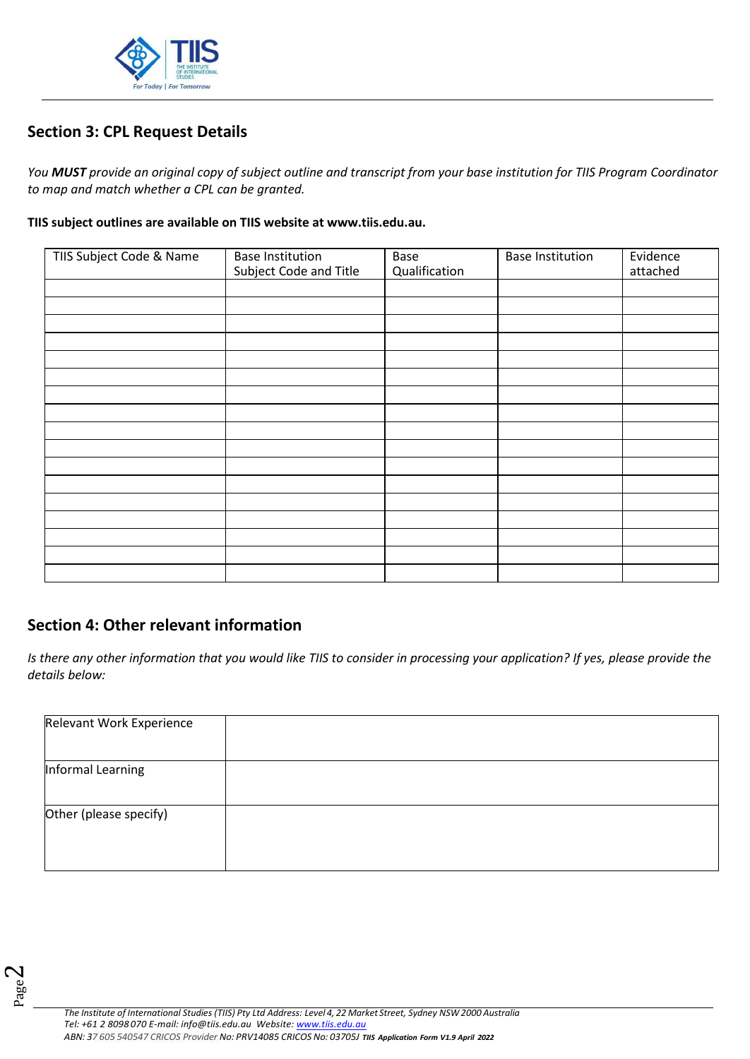## Section 3: CPL Request Details

*You **MUST** provide an original copy of subject outline and transcript from your base institution for TIIS Program Coordinator to map and match whether a CPL can be granted.*

**TIIS subject outlines are available on TIIS website at www.tiis.edu.au.**

| TIIS Subject Code & Name | Base Institution Subject Code and Title | Base Qualification | Base Institution | Evidence attached |
|---|---|---|---|---|
| | | | | |
| | | | | |
| | | | | |
| | | | | |
| | | | | |
| | | | | |
| | | | | |
| | | | | |
| | | | | |
| | | | | |
| | | | | |
| | | | | |
| | | | | |
| | | | | |
| | | | | |
| | | | | |
| | | | | |

## Section 4: Other relevant information

*Is there any other information that you would like TIIS to consider in processing your application? If yes, please provide the details below:*

| | |
|---|---|
| Relevant Work Experience | |
| Informal Learning | |
| Other (please specify) | |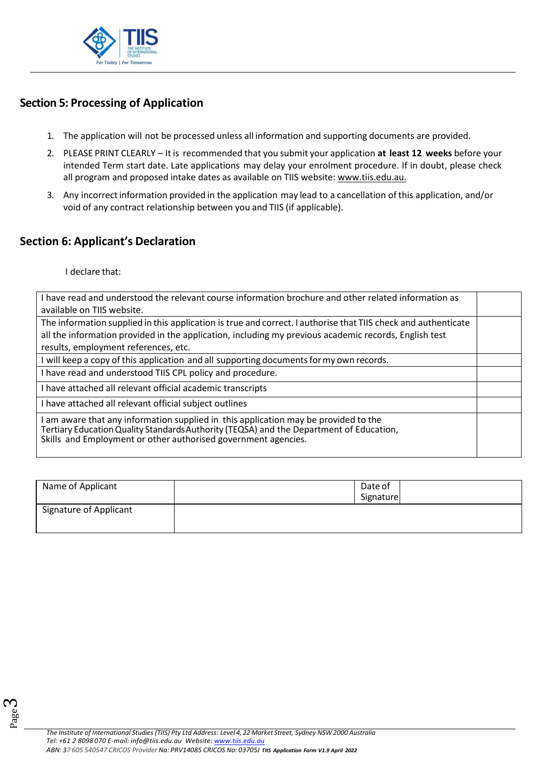## Section 5: Processing of Application

1. The application will not be processed unless all information and supporting documents are provided.
2. PLEASE PRINT CLEARLY – It is recommended that you submit your application **at least 12 weeks** before your intended Term start date. Late applications may delay your enrolment procedure. If in doubt, please check all program and proposed intake dates as available on TIIS website: www.tiis.edu.au.
3. Any incorrect information provided in the application may lead to a cancellation of this application, and/or void of any contract relationship between you and TIIS (if applicable).

## Section 6: Applicant's Declaration

I declare that:

| | |
|---|---|
| I have read and understood the relevant course information brochure and other related information as available on TIIS website. | |
| The information supplied in this application is true and correct. I authorise that TIIS check and authenticate all the information provided in the application, including my previous academic records, English test results, employment references, etc. | |
| I will keep a copy of this application and all supporting documents for my own records. | |
| I have read and understood TIIS CPL policy and procedure. | |
| I have attached all relevant official academic transcripts | |
| I have attached all relevant official subject outlines | |
| I am aware that any information supplied in this application may be provided to the Tertiary Education Quality Standards Authority (TEQSA) and the Department of Education, Skills and Employment or other authorised government agencies. | |

| | | | |
|---|---|---|---|
| Name of Applicant | | Date of Signature | |
| Signature of Applicant | | | |

*The Institute of International Studies (TIIS) Pty Ltd Address: Level 4, 22 Market Street, Sydney NSW 2000 Australia*
*Tel: +61 2 8098 070 E-mail: info@tiis.edu.au Website: www.tiis.edu.au*
*ABN: 37 605 540547 CRICOS Provider No: PRV14085 CRICOS No: 03705J TIIS Application Form V1.9 April 2022*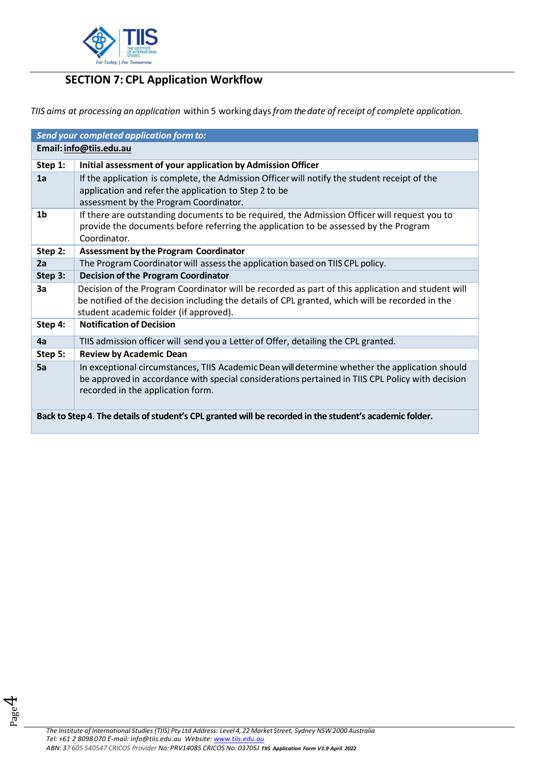## SECTION 7: CPL Application Workflow

*TIIS aims at processing an application* within 5 working days *from the date of receipt of complete application.*

| ***Send your completed application form to:*** | |
|---|---|
| **Email: info@tiis.edu.au** | |
| **Step 1:** | **Initial assessment of your application by Admission Officer** |
| **1a** | If the application is complete, the Admission Officer will notify the student receipt of the application and refer the application to Step 2 to be assessment by the Program Coordinator. |
| **1b** | If there are outstanding documents to be required, the Admission Officer will request you to provide the documents before referring the application to be assessed by the Program Coordinator. |
| **Step 2:** | **Assessment by the Program Coordinator** |
| **2a** | The Program Coordinator will assess the application based on TIIS CPL policy. |
| **Step 3:** | **Decision of the Program Coordinator** |
| **3a** | Decision of the Program Coordinator will be recorded as part of this application and student will be notified of the decision including the details of CPL granted, which will be recorded in the student academic folder (if approved). |
| **Step 4:** | **Notification of Decision** |
| **4a** | TIIS admission officer will send you a Letter of Offer, detailing the CPL granted. |
| **Step 5:** | **Review by Academic Dean** |
| **5a** | In exceptional circumstances, TIIS Academic Dean will determine whether the application should be approved in accordance with special considerations pertained in TIIS CPL Policy with decision recorded in the application form. |
| **Back to Step 4. The details of student's CPL granted will be recorded in the student's academic folder.** | |

*The Institute of International Studies (TIIS) Pty Ltd Address: Level 4, 22 Market Street, Sydney NSW 2000 Australia*
*Tel: +61 2 8098 070 E-mail: info@tiis.edu.au Website: www.tiis.edu.au*
*ABN: 37 605 540547 CRICOS Provider No: PRV14085 CRICOS No: 03705J* ***TIIS Application Form V1.9 April 2022***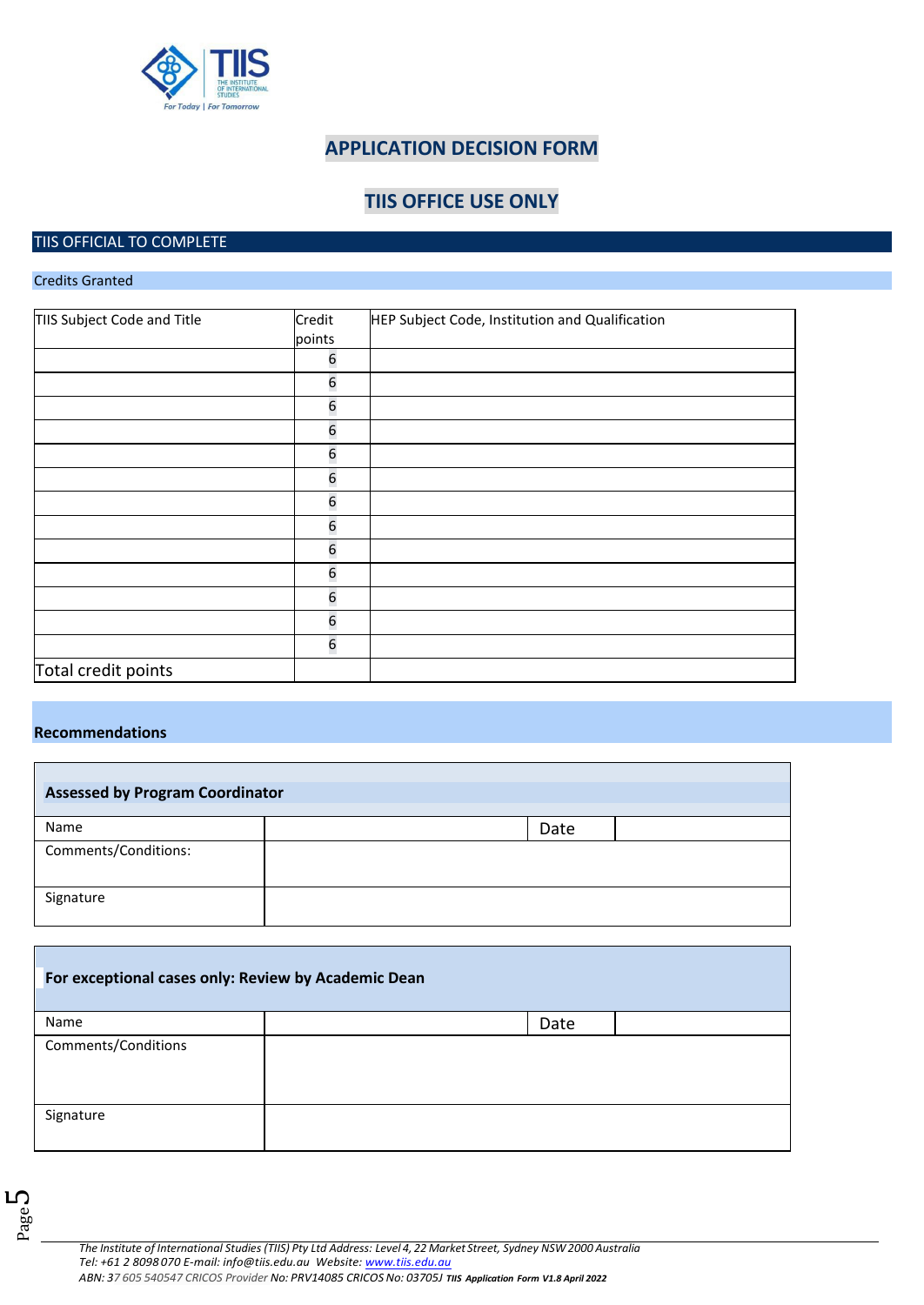## APPLICATION DECISION FORM

## TIIS OFFICE USE ONLY

### TIIS OFFICIAL TO COMPLETE

Credits Granted

| TIIS Subject Code and Title | Credit points | HEP Subject Code, Institution and Qualification |
|---|---|---|
| | 6 | |
| | 6 | |
| | 6 | |
| | 6 | |
| | 6 | |
| | 6 | |
| | 6 | |
| | 6 | |
| | 6 | |
| | 6 | |
| | 6 | |
| | 6 | |
| | 6 | |
| Total credit points | | |

**Recommendations**

| **Assessed by Program Coordinator** | | | |
|---|---|---|---|
| Name | | Date | |
| Comments/Conditions: | | | |
| Signature | | | |

| **For exceptional cases only: Review by Academic Dean** | | | |
|---|---|---|---|
| Name | | Date | |
| Comments/Conditions | | | |
| Signature | | | |

*The Institute of International Studies (TIIS) Pty Ltd Address: Level 4, 22 Market Street, Sydney NSW 2000 Australia*
*Tel: +61 2 8098 070 E-mail: info@tiis.edu.au Website: www.tiis.edu.au*
*ABN: 37 605 540547 CRICOS Provider No: PRV14085 CRICOS No: 03705J* ***TIIS Application Form V1.8 April 2022***